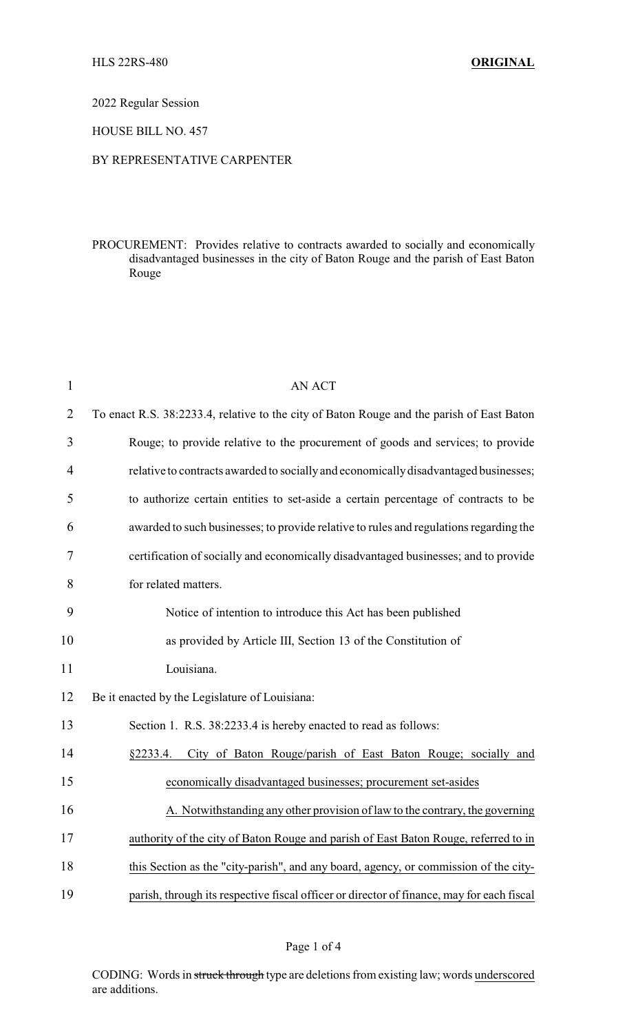HLS 22RS-480 **ORIGINAL**

2022 Regular Session

HOUSE BILL NO. 457

BY REPRESENTATIVE CARPENTER

PROCUREMENT: Provides relative to contracts awarded to socially and economically disadvantaged businesses in the city of Baton Rouge and the parish of East Baton Rouge

AN ACT

To enact R.S. 38:2233.4, relative to the city of Baton Rouge and the parish of East Baton Rouge; to provide relative to the procurement of goods and services; to provide relative to contracts awarded to socially and economically disadvantaged businesses; to authorize certain entities to set-aside a certain percentage of contracts to be awarded to such businesses; to provide relative to rules and regulations regarding the certification of socially and economically disadvantaged businesses; and to provide for related matters.

Notice of intention to introduce this Act has been published as provided by Article III, Section 13 of the Constitution of Louisiana.

Be it enacted by the Legislature of Louisiana:

Section 1. R.S. 38:2233.4 is hereby enacted to read as follows:

<u>§2233.4. City of Baton Rouge/parish of East Baton Rouge; socially and economically disadvantaged businesses; procurement set-asides</u>

<u>A. Notwithstanding any other provision of law to the contrary, the governing authority of the city of Baton Rouge and parish of East Baton Rouge, referred to in this Section as the "city-parish", and any board, agency, or commission of the city-parish, through its respective fiscal officer or director of finance, may for each fiscal</u>

CODING: Words in ~~struck through~~ type are deletions from existing law; words <u>underscored</u> are additions.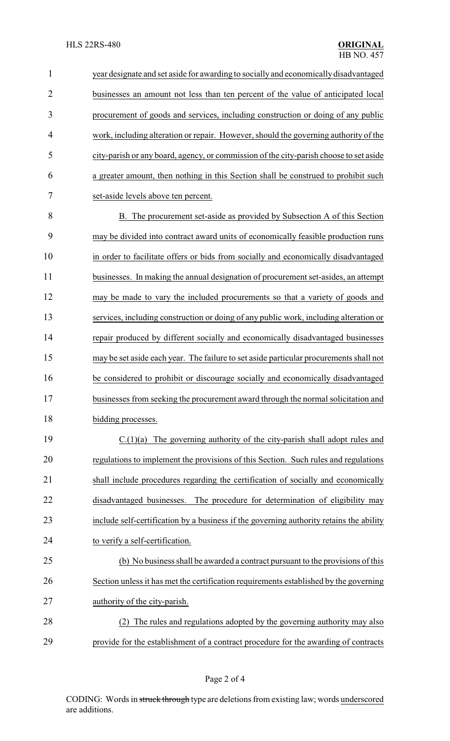year designate and set aside for awarding to socially and economically disadvantaged businesses an amount not less than ten percent of the value of anticipated local procurement of goods and services, including construction or doing of any public work, including alteration or repair. However, should the governing authority of the city-parish or any board, agency, or commission of the city-parish choose to set aside a greater amount, then nothing in this Section shall be construed to prohibit such set-aside levels above ten percent.

B. The procurement set-aside as provided by Subsection A of this Section may be divided into contract award units of economically feasible production runs in order to facilitate offers or bids from socially and economically disadvantaged businesses. In making the annual designation of procurement set-asides, an attempt may be made to vary the included procurements so that a variety of goods and services, including construction or doing of any public work, including alteration or repair produced by different socially and economically disadvantaged businesses may be set aside each year. The failure to set aside particular procurements shall not be considered to prohibit or discourage socially and economically disadvantaged businesses from seeking the procurement award through the normal solicitation and bidding processes.

C.(1)(a) The governing authority of the city-parish shall adopt rules and regulations to implement the provisions of this Section. Such rules and regulations shall include procedures regarding the certification of socially and economically disadvantaged businesses. The procedure for determination of eligibility may include self-certification by a business if the governing authority retains the ability to verify a self-certification.

(b) No business shall be awarded a contract pursuant to the provisions of this Section unless it has met the certification requirements established by the governing authority of the city-parish.

(2) The rules and regulations adopted by the governing authority may also provide for the establishment of a contract procedure for the awarding of contracts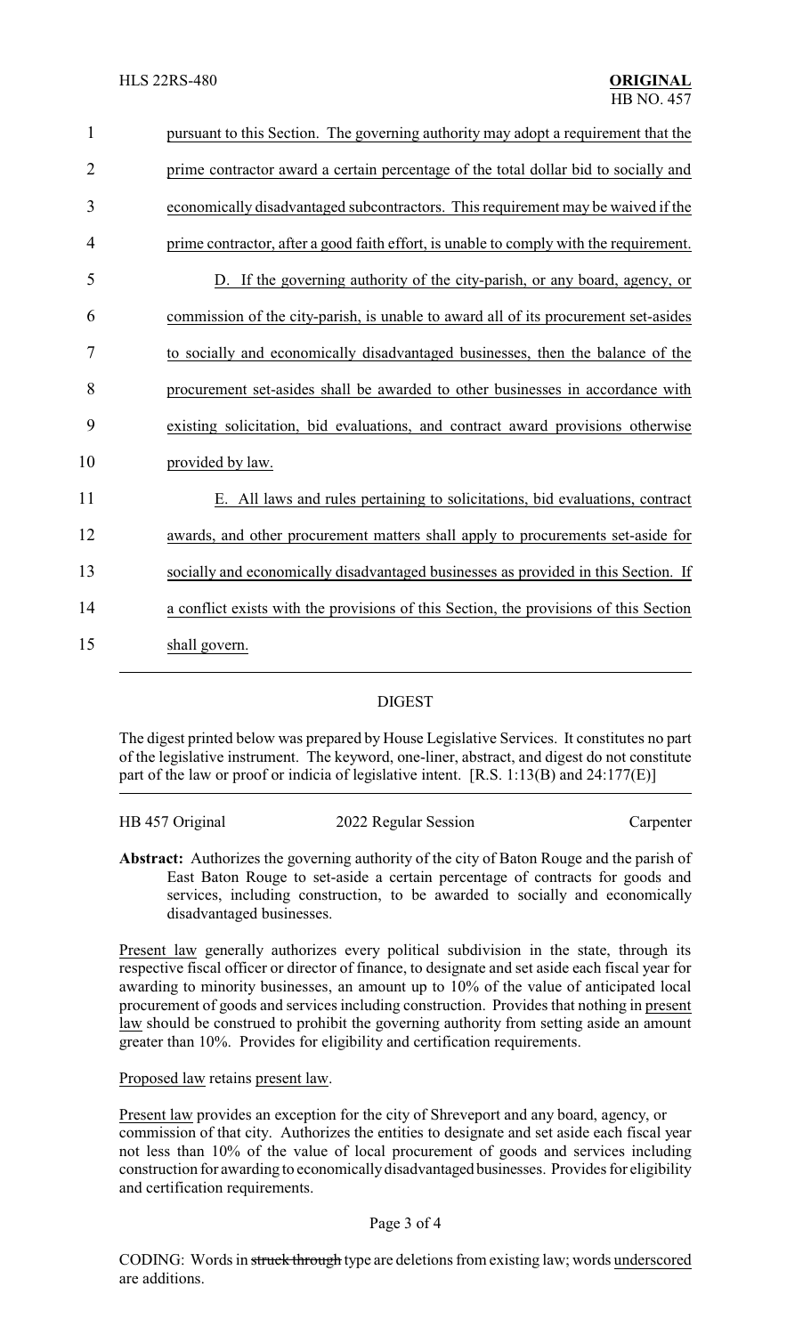pursuant to this Section. The governing authority may adopt a requirement that the prime contractor award a certain percentage of the total dollar bid to socially and economically disadvantaged subcontractors. This requirement may be waived if the prime contractor, after a good faith effort, is unable to comply with the requirement.

D. If the governing authority of the city-parish, or any board, agency, or commission of the city-parish, is unable to award all of its procurement set-asides to socially and economically disadvantaged businesses, then the balance of the procurement set-asides shall be awarded to other businesses in accordance with existing solicitation, bid evaluations, and contract award provisions otherwise provided by law.

E. All laws and rules pertaining to solicitations, bid evaluations, contract awards, and other procurement matters shall apply to procurements set-aside for socially and economically disadvantaged businesses as provided in this Section. If a conflict exists with the provisions of this Section, the provisions of this Section shall govern.

## DIGEST

The digest printed below was prepared by House Legislative Services. It constitutes no part of the legislative instrument. The keyword, one-liner, abstract, and digest do not constitute part of the law or proof or indicia of legislative intent. [R.S. 1:13(B) and 24:177(E)]

HB 457 Original — 2022 Regular Session — Carpenter

**Abstract:** Authorizes the governing authority of the city of Baton Rouge and the parish of East Baton Rouge to set-aside a certain percentage of contracts for goods and services, including construction, to be awarded to socially and economically disadvantaged businesses.

Present law generally authorizes every political subdivision in the state, through its respective fiscal officer or director of finance, to designate and set aside each fiscal year for awarding to minority businesses, an amount up to 10% of the value of anticipated local procurement of goods and services including construction. Provides that nothing in present law should be construed to prohibit the governing authority from setting aside an amount greater than 10%. Provides for eligibility and certification requirements.

Proposed law retains present law.

Present law provides an exception for the city of Shreveport and any board, agency, or commission of that city. Authorizes the entities to designate and set aside each fiscal year not less than 10% of the value of local procurement of goods and services including construction for awarding to economically disadvantaged businesses. Provides for eligibility and certification requirements.

CODING: Words in ~~struck through~~ type are deletions from existing law; words underscored are additions.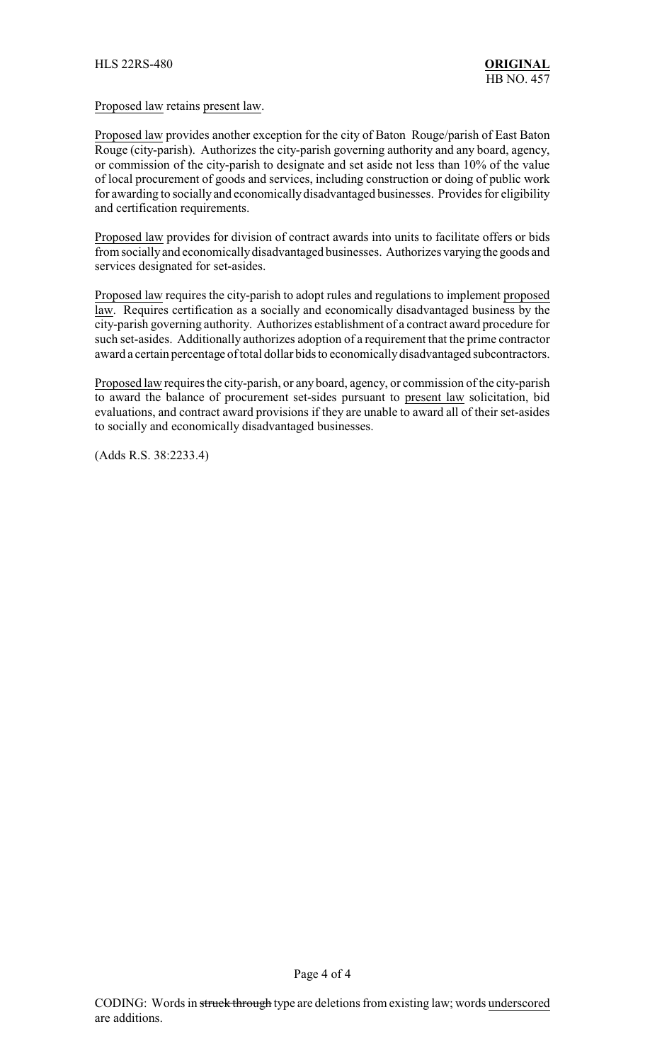Proposed law retains present law.

Proposed law provides another exception for the city of Baton Rouge/parish of East Baton Rouge (city-parish). Authorizes the city-parish governing authority and any board, agency, or commission of the city-parish to designate and set aside not less than 10% of the value of local procurement of goods and services, including construction or doing of public work for awarding to socially and economically disadvantaged businesses. Provides for eligibility and certification requirements.

Proposed law provides for division of contract awards into units to facilitate offers or bids from socially and economically disadvantaged businesses. Authorizes varying the goods and services designated for set-asides.

Proposed law requires the city-parish to adopt rules and regulations to implement proposed law. Requires certification as a socially and economically disadvantaged business by the city-parish governing authority. Authorizes establishment of a contract award procedure for such set-asides. Additionally authorizes adoption of a requirement that the prime contractor award a certain percentage of total dollar bids to economically disadvantaged subcontractors.

Proposed law requires the city-parish, or any board, agency, or commission of the city-parish to award the balance of procurement set-sides pursuant to present law solicitation, bid evaluations, and contract award provisions if they are unable to award all of their set-asides to socially and economically disadvantaged businesses.

(Adds R.S. 38:2233.4)